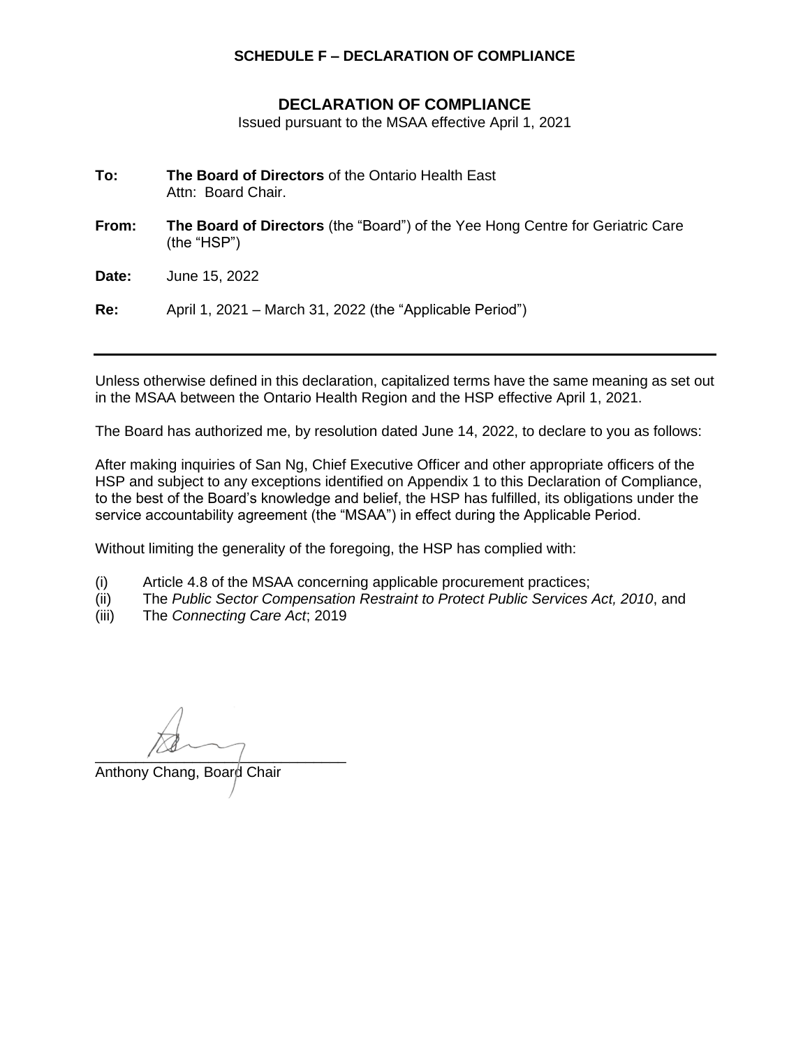**SCHEDULE F – DECLARATION OF COMPLIANCE**

## DECLARATION OF COMPLIANCE

Issued pursuant to the MSAA effective April 1, 2021

**To:** **The Board of Directors** of the Ontario Health East
Attn: Board Chair.

**From:** **The Board of Directors** (the "Board") of the Yee Hong Centre for Geriatric Care (the "HSP")

**Date:** June 15, 2022

**Re:** April 1, 2021 – March 31, 2022 (the "Applicable Period")

---

Unless otherwise defined in this declaration, capitalized terms have the same meaning as set out in the MSAA between the Ontario Health Region and the HSP effective April 1, 2021.

The Board has authorized me, by resolution dated June 14, 2022, to declare to you as follows:

After making inquiries of San Ng, Chief Executive Officer and other appropriate officers of the HSP and subject to any exceptions identified on Appendix 1 to this Declaration of Compliance, to the best of the Board's knowledge and belief, the HSP has fulfilled, its obligations under the service accountability agreement (the "MSAA") in effect during the Applicable Period.

Without limiting the generality of the foregoing, the HSP has complied with:

(i) Article 4.8 of the MSAA concerning applicable procurement practices;
(ii) The *Public Sector Compensation Restraint to Protect Public Services Act, 2010*, and
(iii) The *Connecting Care Act*; 2019

\_\_\_\_\_\_\_\_\_\_\_\_\_\_\_\_\_\_\_\_\_\_\_\_\_\_\_\_\_\_
Anthony Chang, Board Chair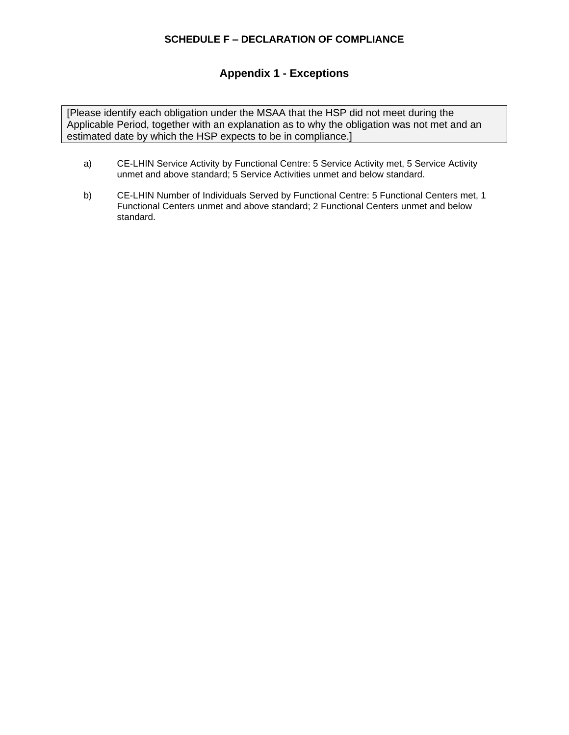**SCHEDULE F – DECLARATION OF COMPLIANCE**

## Appendix 1 - Exceptions

[Please identify each obligation under the MSAA that the HSP did not meet during the Applicable Period, together with an explanation as to why the obligation was not met and an estimated date by which the HSP expects to be in compliance.]

a) CE-LHIN Service Activity by Functional Centre: 5 Service Activity met, 5 Service Activity unmet and above standard; 5 Service Activities unmet and below standard.

b) CE-LHIN Number of Individuals Served by Functional Centre: 5 Functional Centers met, 1 Functional Centers unmet and above standard; 2 Functional Centers unmet and below standard.